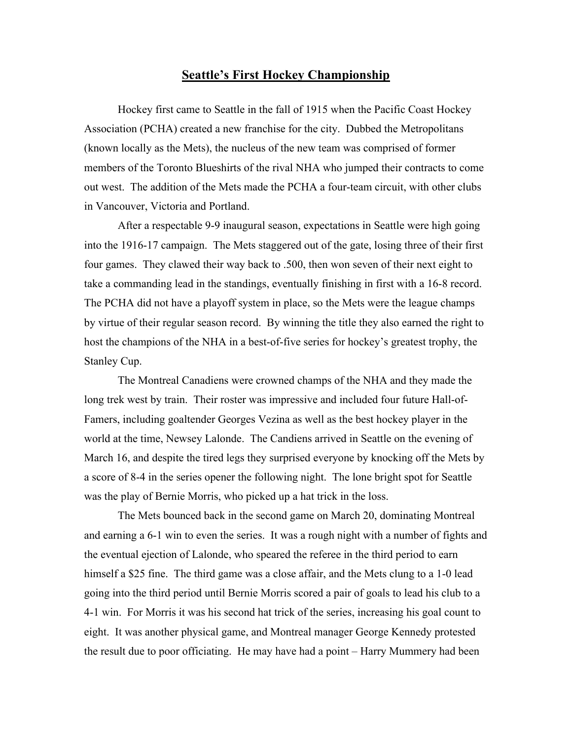# Seattle's First Hockey Championship

Hockey first came to Seattle in the fall of 1915 when the Pacific Coast Hockey Association (PCHA) created a new franchise for the city. Dubbed the Metropolitans (known locally as the Mets), the nucleus of the new team was comprised of former members of the Toronto Blueshirts of the rival NHA who jumped their contracts to come out west. The addition of the Mets made the PCHA a four-team circuit, with other clubs in Vancouver, Victoria and Portland.

After a respectable 9-9 inaugural season, expectations in Seattle were high going into the 1916-17 campaign. The Mets staggered out of the gate, losing three of their first four games. They clawed their way back to .500, then won seven of their next eight to take a commanding lead in the standings, eventually finishing in first with a 16-8 record. The PCHA did not have a playoff system in place, so the Mets were the league champs by virtue of their regular season record. By winning the title they also earned the right to host the champions of the NHA in a best-of-five series for hockey's greatest trophy, the Stanley Cup.

The Montreal Canadiens were crowned champs of the NHA and they made the long trek west by train. Their roster was impressive and included four future Hall-of-Famers, including goaltender Georges Vezina as well as the best hockey player in the world at the time, Newsey Lalonde. The Candiens arrived in Seattle on the evening of March 16, and despite the tired legs they surprised everyone by knocking off the Mets by a score of 8-4 in the series opener the following night. The lone bright spot for Seattle was the play of Bernie Morris, who picked up a hat trick in the loss.

The Mets bounced back in the second game on March 20, dominating Montreal and earning a 6-1 win to even the series. It was a rough night with a number of fights and the eventual ejection of Lalonde, who speared the referee in the third period to earn himself a $25 fine. The third game was a close affair, and the Mets clung to a 1-0 lead going into the third period until Bernie Morris scored a pair of goals to lead his club to a 4-1 win. For Morris it was his second hat trick of the series, increasing his goal count to eight. It was another physical game, and Montreal manager George Kennedy protested the result due to poor officiating. He may have had a point – Harry Mummery had been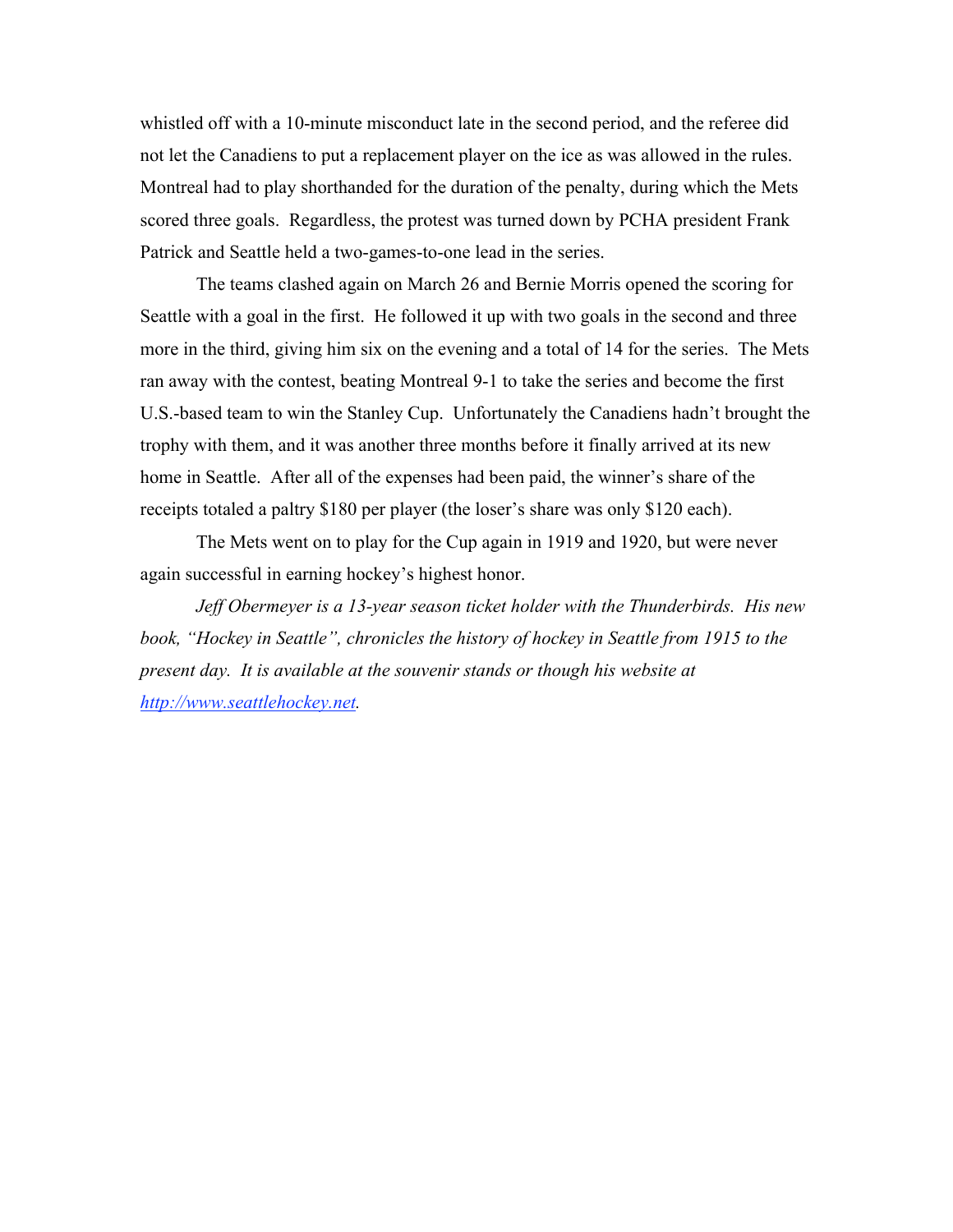whistled off with a 10-minute misconduct late in the second period, and the referee did not let the Canadiens to put a replacement player on the ice as was allowed in the rules. Montreal had to play shorthanded for the duration of the penalty, during which the Mets scored three goals. Regardless, the protest was turned down by PCHA president Frank Patrick and Seattle held a two-games-to-one lead in the series.

The teams clashed again on March 26 and Bernie Morris opened the scoring for Seattle with a goal in the first. He followed it up with two goals in the second and three more in the third, giving him six on the evening and a total of 14 for the series. The Mets ran away with the contest, beating Montreal 9-1 to take the series and become the first U.S.-based team to win the Stanley Cup. Unfortunately the Canadiens hadn't brought the trophy with them, and it was another three months before it finally arrived at its new home in Seattle. After all of the expenses had been paid, the winner's share of the receipts totaled a paltry $180 per player (the loser's share was only $120 each).

The Mets went on to play for the Cup again in 1919 and 1920, but were never again successful in earning hockey's highest honor.

*Jeff Obermeyer is a 13-year season ticket holder with the Thunderbirds. His new book, "Hockey in Seattle", chronicles the history of hockey in Seattle from 1915 to the present day. It is available at the souvenir stands or though his website at [http://www.seattlehockey.net](http://www.seattlehockey.net).*